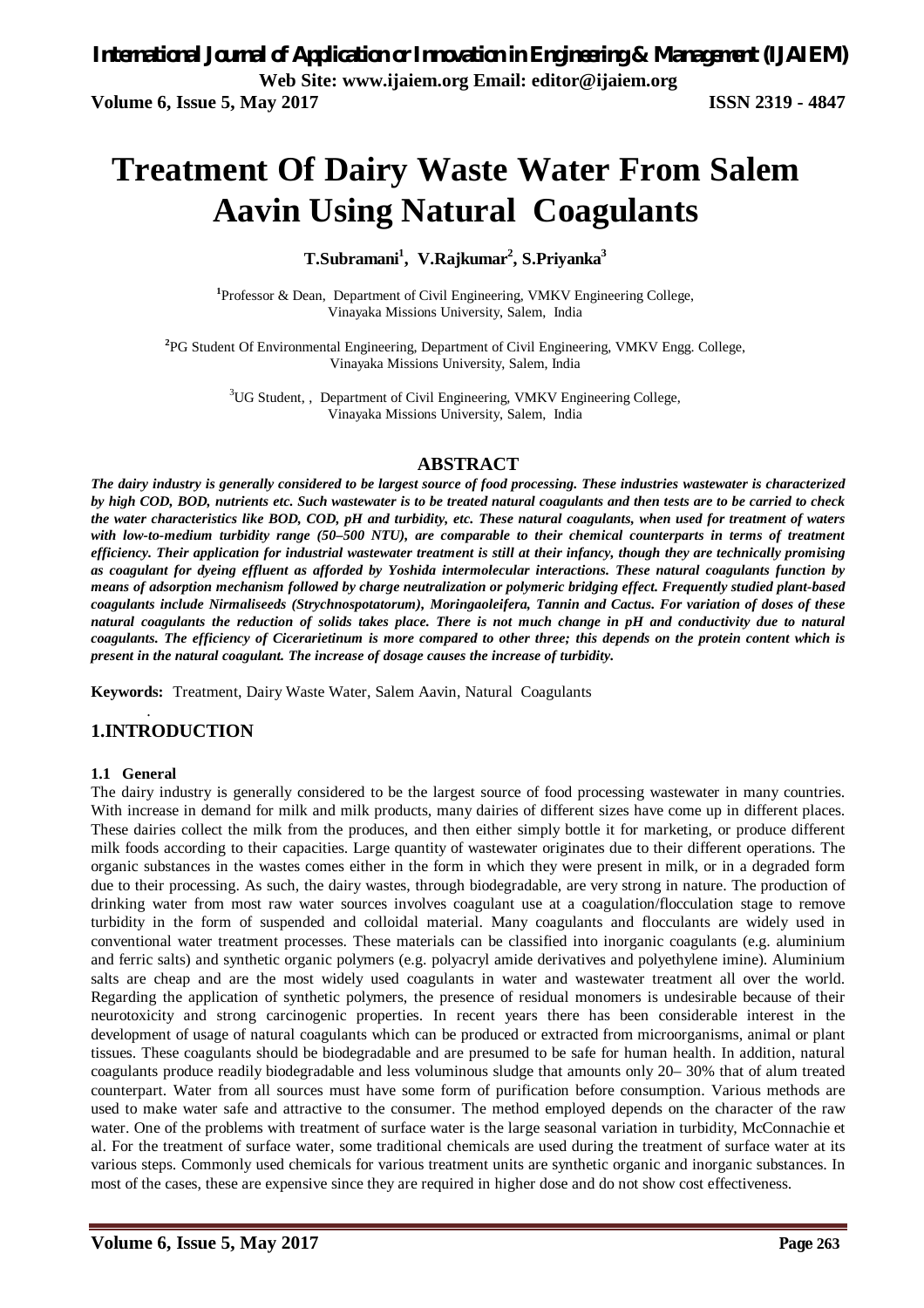# Treatment Of Dairy Waste Water From Salem Aavin Using Natural Coagulants

**T.Subramani[1], V.Rajkumar[2], S.Priyanka[3]**

[1]Professor & Dean, Department of Civil Engineering, VMKV Engineering College, Vinayaka Missions University, Salem, India

[2]PG Student Of Environmental Engineering, Department of Civil Engineering, VMKV Engg. College, Vinayaka Missions University, Salem, India

[3]UG Student, , Department of Civil Engineering, VMKV Engineering College, Vinayaka Missions University, Salem, India

## ABSTRACT

***The dairy industry is generally considered to be largest source of food processing. These industries wastewater is characterized by high COD, BOD, nutrients etc. Such wastewater is to be treated natural coagulants and then tests are to be carried to check the water characteristics like BOD, COD, pH and turbidity, etc. These natural coagulants, when used for treatment of waters with low-to-medium turbidity range (50–500 NTU), are comparable to their chemical counterparts in terms of treatment efficiency. Their application for industrial wastewater treatment is still at their infancy, though they are technically promising as coagulant for dyeing effluent as afforded by Yoshida intermolecular interactions. These natural coagulants function by means of adsorption mechanism followed by charge neutralization or polymeric bridging effect. Frequently studied plant-based coagulants include Nirmaliseeds (Strychnospotatorum), Moringaoleifera, Tannin and Cactus. For variation of doses of these natural coagulants the reduction of solids takes place. There is not much change in pH and conductivity due to natural coagulants. The efficiency of Cicerarietinum is more compared to other three; this depends on the protein content which is present in the natural coagulant. The increase of dosage causes the increase of turbidity.***

**Keywords:** Treatment, Dairy Waste Water, Salem Aavin, Natural Coagulants

## 1.INTRODUCTION

### 1.1 General

The dairy industry is generally considered to be the largest source of food processing wastewater in many countries. With increase in demand for milk and milk products, many dairies of different sizes have come up in different places. These dairies collect the milk from the produces, and then either simply bottle it for marketing, or produce different milk foods according to their capacities. Large quantity of wastewater originates due to their different operations. The organic substances in the wastes comes either in the form in which they were present in milk, or in a degraded form due to their processing. As such, the dairy wastes, through biodegradable, are very strong in nature. The production of drinking water from most raw water sources involves coagulant use at a coagulation/flocculation stage to remove turbidity in the form of suspended and colloidal material. Many coagulants and flocculants are widely used in conventional water treatment processes. These materials can be classified into inorganic coagulants (e.g. aluminium and ferric salts) and synthetic organic polymers (e.g. polyacryl amide derivatives and polyethylene imine). Aluminium salts are cheap and are the most widely used coagulants in water and wastewater treatment all over the world. Regarding the application of synthetic polymers, the presence of residual monomers is undesirable because of their neurotoxicity and strong carcinogenic properties. In recent years there has been considerable interest in the development of usage of natural coagulants which can be produced or extracted from microorganisms, animal or plant tissues. These coagulants should be biodegradable and are presumed to be safe for human health. In addition, natural coagulants produce readily biodegradable and less voluminous sludge that amounts only 20– 30% that of alum treated counterpart. Water from all sources must have some form of purification before consumption. Various methods are used to make water safe and attractive to the consumer. The method employed depends on the character of the raw water. One of the problems with treatment of surface water is the large seasonal variation in turbidity, McConnachie et al. For the treatment of surface water, some traditional chemicals are used during the treatment of surface water at its various steps. Commonly used chemicals for various treatment units are synthetic organic and inorganic substances. In most of the cases, these are expensive since they are required in higher dose and do not show cost effectiveness.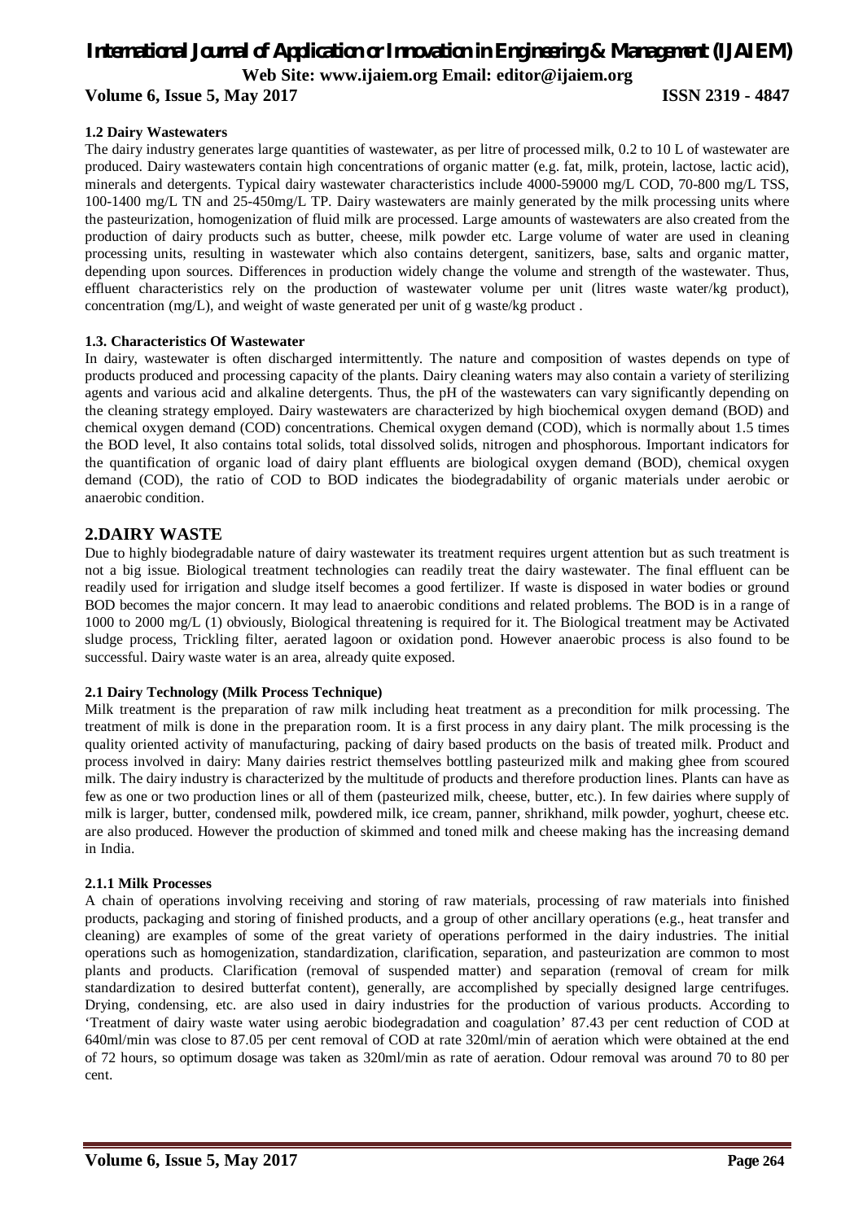### 1.2 Dairy Wastewaters

The dairy industry generates large quantities of wastewater, as per litre of processed milk, 0.2 to 10 L of wastewater are produced. Dairy wastewaters contain high concentrations of organic matter (e.g. fat, milk, protein, lactose, lactic acid), minerals and detergents. Typical dairy wastewater characteristics include 4000-59000 mg/L COD, 70-800 mg/L TSS, 100-1400 mg/L TN and 25-450mg/L TP. Dairy wastewaters are mainly generated by the milk processing units where the pasteurization, homogenization of fluid milk are processed. Large amounts of wastewaters are also created from the production of dairy products such as butter, cheese, milk powder etc. Large volume of water are used in cleaning processing units, resulting in wastewater which also contains detergent, sanitizers, base, salts and organic matter, depending upon sources. Differences in production widely change the volume and strength of the wastewater. Thus, effluent characteristics rely on the production of wastewater volume per unit (litres waste water/kg product), concentration (mg/L), and weight of waste generated per unit of g waste/kg product .

### 1.3. Characteristics Of Wastewater

In dairy, wastewater is often discharged intermittently. The nature and composition of wastes depends on type of products produced and processing capacity of the plants. Dairy cleaning waters may also contain a variety of sterilizing agents and various acid and alkaline detergents. Thus, the pH of the wastewaters can vary significantly depending on the cleaning strategy employed. Dairy wastewaters are characterized by high biochemical oxygen demand (BOD) and chemical oxygen demand (COD) concentrations. Chemical oxygen demand (COD), which is normally about 1.5 times the BOD level, It also contains total solids, total dissolved solids, nitrogen and phosphorous. Important indicators for the quantification of organic load of dairy plant effluents are biological oxygen demand (BOD), chemical oxygen demand (COD), the ratio of COD to BOD indicates the biodegradability of organic materials under aerobic or anaerobic condition.

## 2.DAIRY WASTE

Due to highly biodegradable nature of dairy wastewater its treatment requires urgent attention but as such treatment is not a big issue. Biological treatment technologies can readily treat the dairy wastewater. The final effluent can be readily used for irrigation and sludge itself becomes a good fertilizer. If waste is disposed in water bodies or ground BOD becomes the major concern. It may lead to anaerobic conditions and related problems. The BOD is in a range of 1000 to 2000 mg/L (1) obviously, Biological threatening is required for it. The Biological treatment may be Activated sludge process, Trickling filter, aerated lagoon or oxidation pond. However anaerobic process is also found to be successful. Dairy waste water is an area, already quite exposed.

### 2.1 Dairy Technology (Milk Process Technique)

Milk treatment is the preparation of raw milk including heat treatment as a precondition for milk processing. The treatment of milk is done in the preparation room. It is a first process in any dairy plant. The milk processing is the quality oriented activity of manufacturing, packing of dairy based products on the basis of treated milk. Product and process involved in dairy: Many dairies restrict themselves bottling pasteurized milk and making ghee from scoured milk. The dairy industry is characterized by the multitude of products and therefore production lines. Plants can have as few as one or two production lines or all of them (pasteurized milk, cheese, butter, etc.). In few dairies where supply of milk is larger, butter, condensed milk, powdered milk, ice cream, panner, shrikhand, milk powder, yoghurt, cheese etc. are also produced. However the production of skimmed and toned milk and cheese making has the increasing demand in India.

#### 2.1.1 Milk Processes

A chain of operations involving receiving and storing of raw materials, processing of raw materials into finished products, packaging and storing of finished products, and a group of other ancillary operations (e.g., heat transfer and cleaning) are examples of some of the great variety of operations performed in the dairy industries. The initial operations such as homogenization, standardization, clarification, separation, and pasteurization are common to most plants and products. Clarification (removal of suspended matter) and separation (removal of cream for milk standardization to desired butterfat content), generally, are accomplished by specially designed large centrifuges. Drying, condensing, etc. are also used in dairy industries for the production of various products. According to 'Treatment of dairy waste water using aerobic biodegradation and coagulation' 87.43 per cent reduction of COD at 640ml/min was close to 87.05 per cent removal of COD at rate 320ml/min of aeration which were obtained at the end of 72 hours, so optimum dosage was taken as 320ml/min as rate of aeration. Odour removal was around 70 to 80 per cent.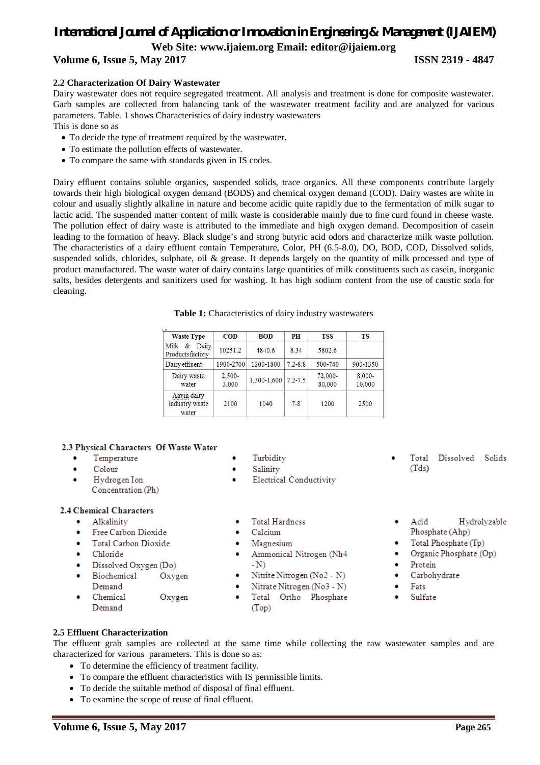### 2.2 Characterization Of Dairy Wastewater

Dairy wastewater does not require segregated treatment. All analysis and treatment is done for composite wastewater. Garb samples are collected from balancing tank of the wastewater treatment facility and are analyzed for various parameters. Table. 1 shows Characteristics of dairy industry wastewaters

This is done so as

- To decide the type of treatment required by the wastewater.
- To estimate the pollution effects of wastewater.
- To compare the same with standards given in IS codes.

Dairy effluent contains soluble organics, suspended solids, trace organics. All these components contribute largely towards their high biological oxygen demand (BODS) and chemical oxygen demand (COD). Dairy wastes are white in colour and usually slightly alkaline in nature and become acidic quite rapidly due to the fermentation of milk sugar to lactic acid. The suspended matter content of milk waste is considerable mainly due to fine curd found in cheese waste. The pollution effect of dairy waste is attributed to the immediate and high oxygen demand. Decomposition of casein leading to the formation of heavy. Black sludge's and strong butyric acid odors and characterize milk waste pollution. The characteristics of a dairy effluent contain Temperature, Color, PH (6.5-8.0), DO, BOD, COD, Dissolved solids, suspended solids, chlorides, sulphate, oil & grease. It depends largely on the quantity of milk processed and type of product manufactured. The waste water of dairy contains large quantities of milk constituents such as casein, inorganic salts, besides detergents and sanitizers used for washing. It has high sodium content from the use of caustic soda for cleaning.

**Table 1:** Characteristics of dairy industry wastewaters

| Waste Type | COD | BOD | PH | TSS | TS |
|---|---|---|---|---|---|
| Milk & Dairy Products factory | 10251.2 | 4840.6 | 8.34 | 5802.6 | |
| Dairy effluent | 1900-2700 | 1200-1800 | 7.2-8.8 | 500-740 | 900-1350 |
| Dairy waste water | 2,500-3,000 | 1,300-1,600 | 7.2-7.5 | 72,000-80,000 | 8,000-10,000 |
| Aavin dairy industry waste water | 2100 | 1040 | 7-8 | 1200 | 2500 |

### 2.3 Physical Characters Of Waste Water

- Temperature
- Colour
- Hydrogen Ion Concentration (Ph)
- Turbidity
- Salinity
- Electrical Conductivity
- Total Dissolved Solids (Tds)

### 2.4 Chemical Characters

- Alkalinity
- Free Carbon Dioxide
- Total Carbon Dioxide
- Chloride
- Dissolved Oxygen (Do)
- Biochemical Oxygen Demand
- Chemical Oxygen Demand
- Total Hardness
- Calcium
- Magnesium
- Ammonical Nitrogen (Nh4 - N)
- Nitrite Nitrogen (No2 - N)
- Nitrate Nitrogen (No3 - N)
- Total Ortho Phosphate (Top)
- Acid Hydrolyzable Phosphate (Ahp)
- Total Phosphate (Tp)
- Organic Phosphate (Op)
- Protein
- Carbohydrate
- Fats
- Sulfate

### 2.5 Effluent Characterization

The effluent grab samples are collected at the same time while collecting the raw wastewater samples and are characterized for various parameters. This is done so as:

- To determine the efficiency of treatment facility.
- To compare the effluent characteristics with IS permissible limits.
- To decide the suitable method of disposal of final effluent.
- To examine the scope of reuse of final effluent.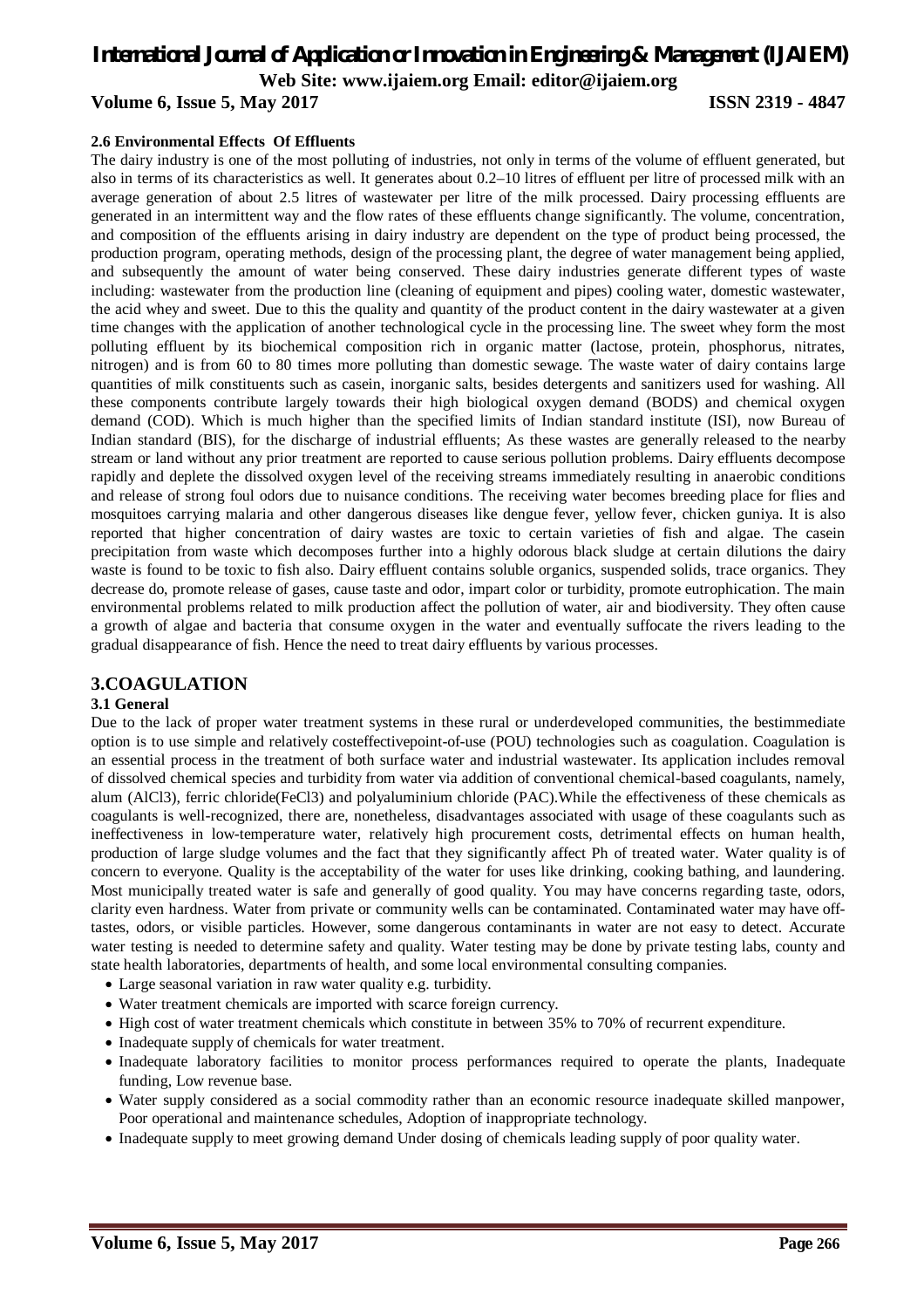### 2.6 Environmental Effects Of Effluents

The dairy industry is one of the most polluting of industries, not only in terms of the volume of effluent generated, but also in terms of its characteristics as well. It generates about 0.2–10 litres of effluent per litre of processed milk with an average generation of about 2.5 litres of wastewater per litre of the milk processed. Dairy processing effluents are generated in an intermittent way and the flow rates of these effluents change significantly. The volume, concentration, and composition of the effluents arising in dairy industry are dependent on the type of product being processed, the production program, operating methods, design of the processing plant, the degree of water management being applied, and subsequently the amount of water being conserved. These dairy industries generate different types of waste including: wastewater from the production line (cleaning of equipment and pipes) cooling water, domestic wastewater, the acid whey and sweet. Due to this the quality and quantity of the product content in the dairy wastewater at a given time changes with the application of another technological cycle in the processing line. The sweet whey form the most polluting effluent by its biochemical composition rich in organic matter (lactose, protein, phosphorus, nitrates, nitrogen) and is from 60 to 80 times more polluting than domestic sewage. The waste water of dairy contains large quantities of milk constituents such as casein, inorganic salts, besides detergents and sanitizers used for washing. All these components contribute largely towards their high biological oxygen demand (BODS) and chemical oxygen demand (COD). Which is much higher than the specified limits of Indian standard institute (ISI), now Bureau of Indian standard (BIS), for the discharge of industrial effluents; As these wastes are generally released to the nearby stream or land without any prior treatment are reported to cause serious pollution problems. Dairy effluents decompose rapidly and deplete the dissolved oxygen level of the receiving streams immediately resulting in anaerobic conditions and release of strong foul odors due to nuisance conditions. The receiving water becomes breeding place for flies and mosquitoes carrying malaria and other dangerous diseases like dengue fever, yellow fever, chicken guniya. It is also reported that higher concentration of dairy wastes are toxic to certain varieties of fish and algae. The casein precipitation from waste which decomposes further into a highly odorous black sludge at certain dilutions the dairy waste is found to be toxic to fish also. Dairy effluent contains soluble organics, suspended solids, trace organics. They decrease do, promote release of gases, cause taste and odor, impart color or turbidity, promote eutrophication. The main environmental problems related to milk production affect the pollution of water, air and biodiversity. They often cause a growth of algae and bacteria that consume oxygen in the water and eventually suffocate the rivers leading to the gradual disappearance of fish. Hence the need to treat dairy effluents by various processes.

## 3.COAGULATION

### 3.1 General

Due to the lack of proper water treatment systems in these rural or underdeveloped communities, the bestimmediate option is to use simple and relatively costeffectivepoint-of-use (POU) technologies such as coagulation. Coagulation is an essential process in the treatment of both surface water and industrial wastewater. Its application includes removal of dissolved chemical species and turbidity from water via addition of conventional chemical-based coagulants, namely, alum ($AlCl_3$), ferric chloride($FeCl_3$) and polyaluminium chloride (PAC).While the effectiveness of these chemicals as coagulants is well-recognized, there are, nonetheless, disadvantages associated with usage of these coagulants such as ineffectiveness in low-temperature water, relatively high procurement costs, detrimental effects on human health, production of large sludge volumes and the fact that they significantly affect Ph of treated water. Water quality is of concern to everyone. Quality is the acceptability of the water for uses like drinking, cooking bathing, and laundering. Most municipally treated water is safe and generally of good quality. You may have concerns regarding taste, odors, clarity even hardness. Water from private or community wells can be contaminated. Contaminated water may have off-tastes, odors, or visible particles. However, some dangerous contaminants in water are not easy to detect. Accurate water testing is needed to determine safety and quality. Water testing may be done by private testing labs, county and state health laboratories, departments of health, and some local environmental consulting companies.

- Large seasonal variation in raw water quality e.g. turbidity.
- Water treatment chemicals are imported with scarce foreign currency.
- High cost of water treatment chemicals which constitute in between 35% to 70% of recurrent expenditure.
- Inadequate supply of chemicals for water treatment.
- Inadequate laboratory facilities to monitor process performances required to operate the plants, Inadequate funding, Low revenue base.
- Water supply considered as a social commodity rather than an economic resource inadequate skilled manpower, Poor operational and maintenance schedules, Adoption of inappropriate technology.
- Inadequate supply to meet growing demand Under dosing of chemicals leading supply of poor quality water.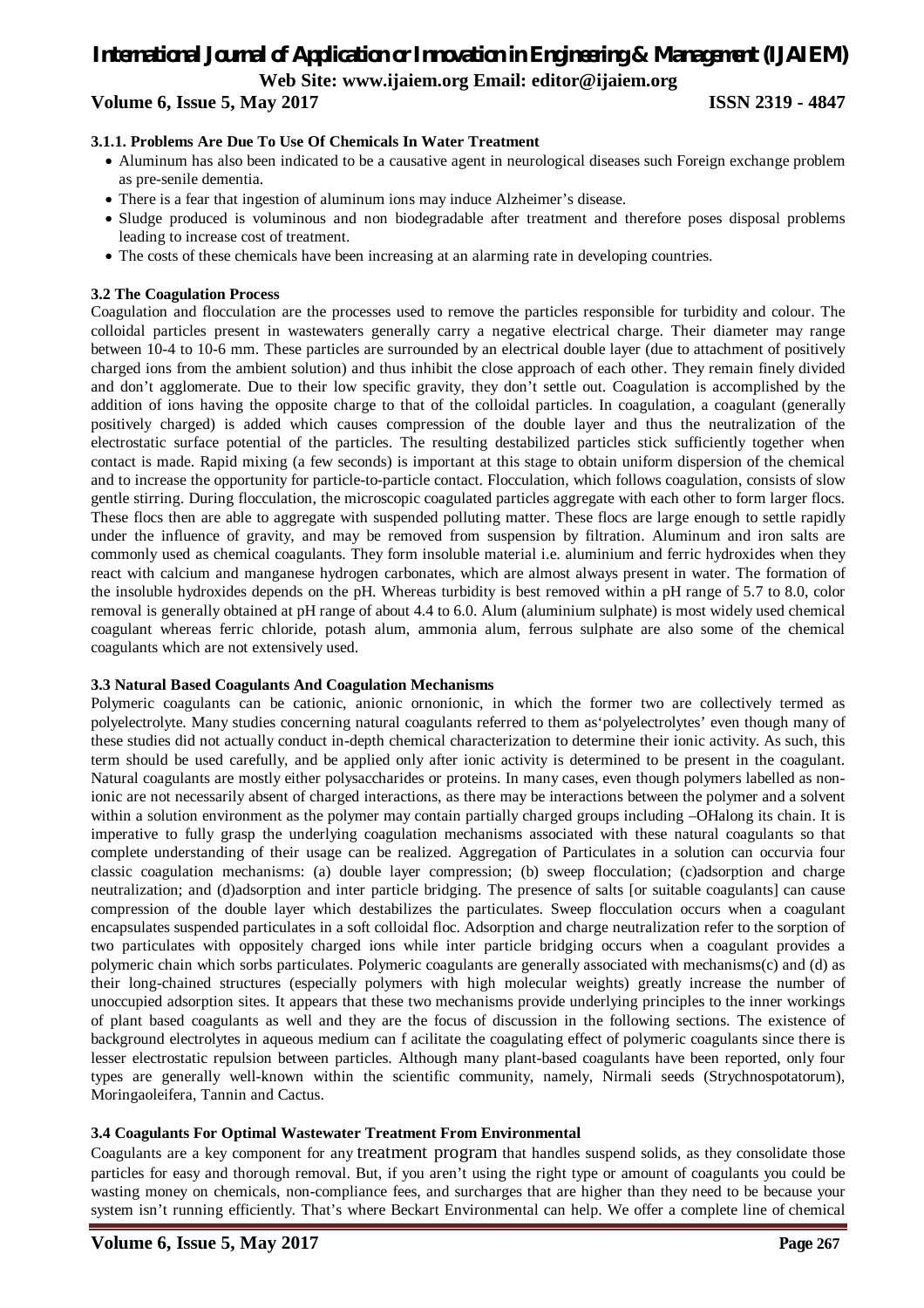#### 3.1.1. Problems Are Due To Use Of Chemicals In Water Treatment

- Aluminum has also been indicated to be a causative agent in neurological diseases such Foreign exchange problem as pre-senile dementia.
- There is a fear that ingestion of aluminum ions may induce Alzheimer's disease.
- Sludge produced is voluminous and non biodegradable after treatment and therefore poses disposal problems leading to increase cost of treatment.
- The costs of these chemicals have been increasing at an alarming rate in developing countries.

### 3.2 The Coagulation Process

Coagulation and flocculation are the processes used to remove the particles responsible for turbidity and colour. The colloidal particles present in wastewaters generally carry a negative electrical charge. Their diameter may range between 10-4 to 10-6 mm. These particles are surrounded by an electrical double layer (due to attachment of positively charged ions from the ambient solution) and thus inhibit the close approach of each other. They remain finely divided and don't agglomerate. Due to their low specific gravity, they don't settle out. Coagulation is accomplished by the addition of ions having the opposite charge to that of the colloidal particles. In coagulation, a coagulant (generally positively charged) is added which causes compression of the double layer and thus the neutralization of the electrostatic surface potential of the particles. The resulting destabilized particles stick sufficiently together when contact is made. Rapid mixing (a few seconds) is important at this stage to obtain uniform dispersion of the chemical and to increase the opportunity for particle-to-particle contact. Flocculation, which follows coagulation, consists of slow gentle stirring. During flocculation, the microscopic coagulated particles aggregate with each other to form larger flocs. These flocs then are able to aggregate with suspended polluting matter. These flocs are large enough to settle rapidly under the influence of gravity, and may be removed from suspension by filtration. Aluminum and iron salts are commonly used as chemical coagulants. They form insoluble material i.e. aluminium and ferric hydroxides when they react with calcium and manganese hydrogen carbonates, which are almost always present in water. The formation of the insoluble hydroxides depends on the pH. Whereas turbidity is best removed within a pH range of 5.7 to 8.0, color removal is generally obtained at pH range of about 4.4 to 6.0. Alum (aluminium sulphate) is most widely used chemical coagulant whereas ferric chloride, potash alum, ammonia alum, ferrous sulphate are also some of the chemical coagulants which are not extensively used.

### 3.3 Natural Based Coagulants And Coagulation Mechanisms

Polymeric coagulants can be cationic, anionic ornonionic, in which the former two are collectively termed as polyelectrolyte. Many studies concerning natural coagulants referred to them as'polyelectrolytes' even though many of these studies did not actually conduct in-depth chemical characterization to determine their ionic activity. As such, this term should be used carefully, and be applied only after ionic activity is determined to be present in the coagulant. Natural coagulants are mostly either polysaccharides or proteins. In many cases, even though polymers labelled as non-ionic are not necessarily absent of charged interactions, as there may be interactions between the polymer and a solvent within a solution environment as the polymer may contain partially charged groups including –OHalong its chain. It is imperative to fully grasp the underlying coagulation mechanisms associated with these natural coagulants so that complete understanding of their usage can be realized. Aggregation of Particulates in a solution can occurvia four classic coagulation mechanisms: (a) double layer compression; (b) sweep flocculation; (c)adsorption and charge neutralization; and (d)adsorption and inter particle bridging. The presence of salts [or suitable coagulants] can cause compression of the double layer which destabilizes the particulates. Sweep flocculation occurs when a coagulant encapsulates suspended particulates in a soft colloidal floc. Adsorption and charge neutralization refer to the sorption of two particulates with oppositely charged ions while inter particle bridging occurs when a coagulant provides a polymeric chain which sorbs particulates. Polymeric coagulants are generally associated with mechanisms(c) and (d) as their long-chained structures (especially polymers with high molecular weights) greatly increase the number of unoccupied adsorption sites. It appears that these two mechanisms provide underlying principles to the inner workings of plant based coagulants as well and they are the focus of discussion in the following sections. The existence of background electrolytes in aqueous medium can f acilitate the coagulating effect of polymeric coagulants since there is lesser electrostatic repulsion between particles. Although many plant-based coagulants have been reported, only four types are generally well-known within the scientific community, namely, Nirmali seeds (Strychnospotatorum), Moringaoleifera, Tannin and Cactus.

### 3.4 Coagulants For Optimal Wastewater Treatment From Environmental

Coagulants are a key component for any treatment program that handles suspend solids, as they consolidate those particles for easy and thorough removal. But, if you aren't using the right type or amount of coagulants you could be wasting money on chemicals, non-compliance fees, and surcharges that are higher than they need to be because your system isn't running efficiently. That's where Beckart Environmental can help. We offer a complete line of chemical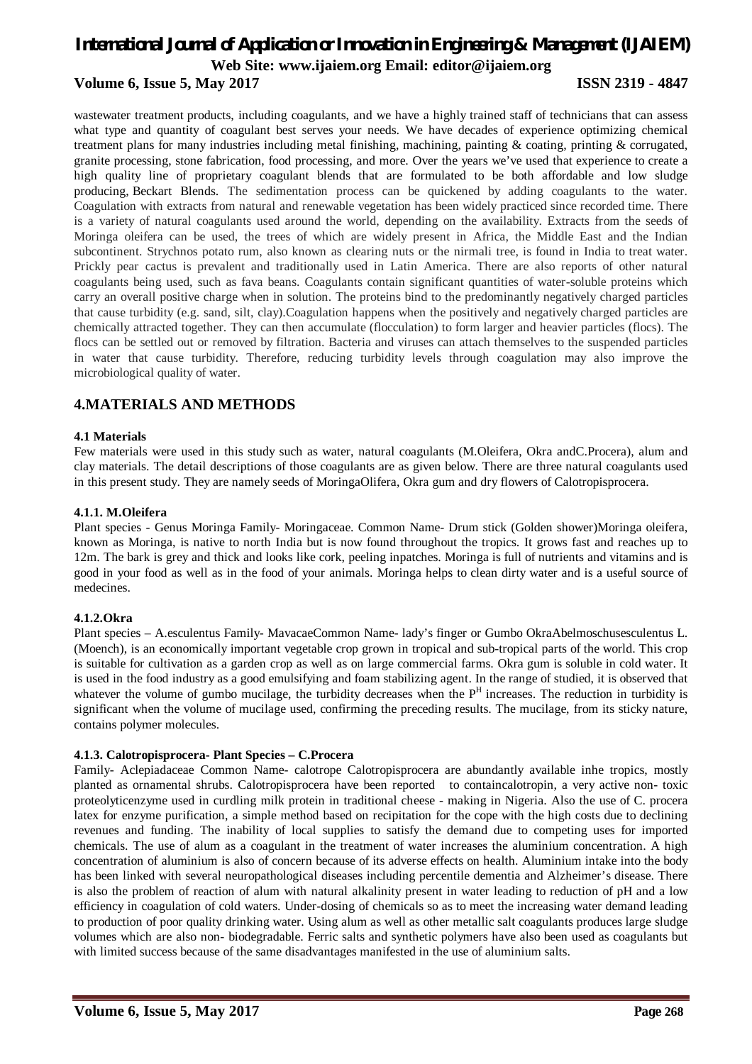wastewater treatment products, including coagulants, and we have a highly trained staff of technicians that can assess what type and quantity of coagulant best serves your needs. We have decades of experience optimizing chemical treatment plans for many industries including metal finishing, machining, painting & coating, printing & corrugated, granite processing, stone fabrication, food processing, and more. Over the years we've used that experience to create a high quality line of proprietary coagulant blends that are formulated to be both affordable and low sludge producing, Beckart Blends. The sedimentation process can be quickened by adding coagulants to the water. Coagulation with extracts from natural and renewable vegetation has been widely practiced since recorded time. There is a variety of natural coagulants used around the world, depending on the availability. Extracts from the seeds of Moringa oleifera can be used, the trees of which are widely present in Africa, the Middle East and the Indian subcontinent. Strychnos potato rum, also known as clearing nuts or the nirmali tree, is found in India to treat water. Prickly pear cactus is prevalent and traditionally used in Latin America. There are also reports of other natural coagulants being used, such as fava beans. Coagulants contain significant quantities of water-soluble proteins which carry an overall positive charge when in solution. The proteins bind to the predominantly negatively charged particles that cause turbidity (e.g. sand, silt, clay).Coagulation happens when the positively and negatively charged particles are chemically attracted together. They can then accumulate (flocculation) to form larger and heavier particles (flocs). The flocs can be settled out or removed by filtration. Bacteria and viruses can attach themselves to the suspended particles in water that cause turbidity. Therefore, reducing turbidity levels through coagulation may also improve the microbiological quality of water.

## 4.MATERIALS AND METHODS

### 4.1 Materials

Few materials were used in this study such as water, natural coagulants (M.Oleifera, Okra andC.Procera), alum and clay materials. The detail descriptions of those coagulants are as given below. There are three natural coagulants used in this present study. They are namely seeds of MoringaOlifera, Okra gum and dry flowers of Calotropisprocera.

#### 4.1.1. M.Oleifera

Plant species - Genus Moringa Family- Moringaceae. Common Name- Drum stick (Golden shower)Moringa oleifera, known as Moringa, is native to north India but is now found throughout the tropics. It grows fast and reaches up to 12m. The bark is grey and thick and looks like cork, peeling inpatches. Moringa is full of nutrients and vitamins and is good in your food as well as in the food of your animals. Moringa helps to clean dirty water and is a useful source of medecines.

#### 4.1.2.Okra

Plant species – A.esculentus Family- MavacaeCommon Name- lady's finger or Gumbo OkraAbelmoschusesculentus L. (Moench), is an economically important vegetable crop grown in tropical and sub-tropical parts of the world. This crop is suitable for cultivation as a garden crop as well as on large commercial farms. Okra gum is soluble in cold water. It is used in the food industry as a good emulsifying and foam stabilizing agent. In the range of studied, it is observed that whatever the volume of gumbo mucilage, the turbidity decreases when the $P^H$ increases. The reduction in turbidity is significant when the volume of mucilage used, confirming the preceding results. The mucilage, from its sticky nature, contains polymer molecules.

#### 4.1.3. Calotropisprocera- Plant Species – C.Procera

Family- Aclepiadaceae Common Name- calotrope Calotropisprocera are abundantly available inhe tropics, mostly planted as ornamental shrubs. Calotropisprocera have been reported to containcalotropin, a very active non- toxic proteolyticenzyme used in curdling milk protein in traditional cheese - making in Nigeria. Also the use of C. procera latex for enzyme purification, a simple method based on recipitation for the cope with the high costs due to declining revenues and funding. The inability of local supplies to satisfy the demand due to competing uses for imported chemicals. The use of alum as a coagulant in the treatment of water increases the aluminium concentration. A high concentration of aluminium is also of concern because of its adverse effects on health. Aluminium intake into the body has been linked with several neuropathological diseases including percentile dementia and Alzheimer's disease. There is also the problem of reaction of alum with natural alkalinity present in water leading to reduction of pH and a low efficiency in coagulation of cold waters. Under-dosing of chemicals so as to meet the increasing water demand leading to production of poor quality drinking water. Using alum as well as other metallic salt coagulants produces large sludge volumes which are also non- biodegradable. Ferric salts and synthetic polymers have also been used as coagulants but with limited success because of the same disadvantages manifested in the use of aluminium salts.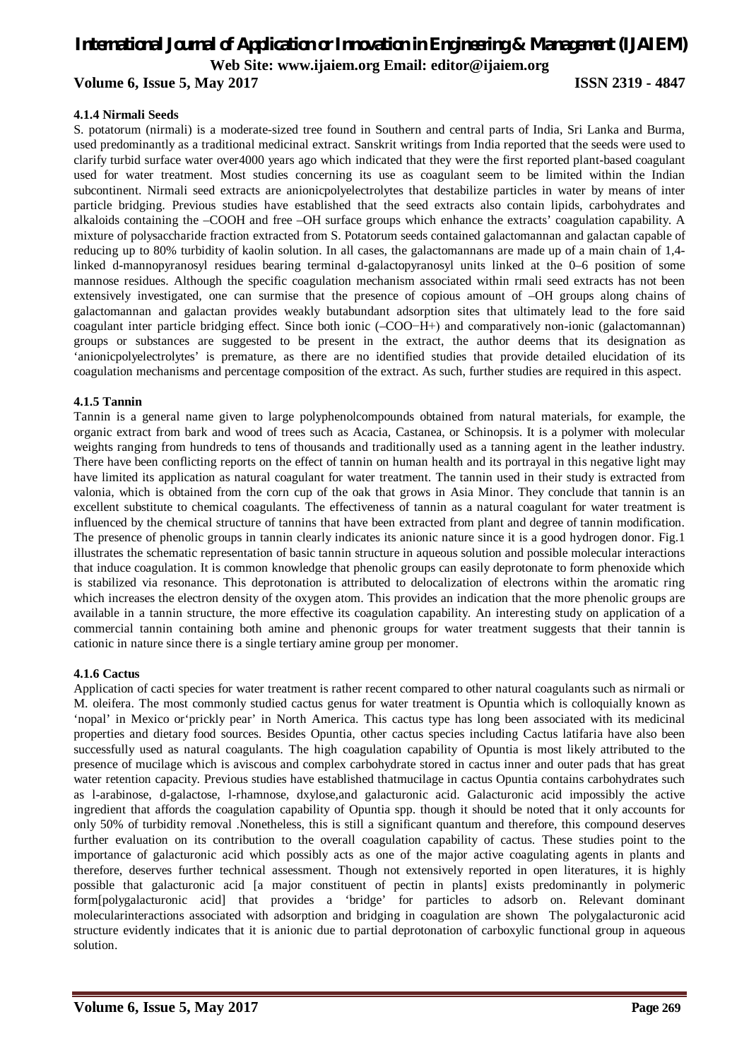#### 4.1.4 Nirmali Seeds

S. potatorum (nirmali) is a moderate-sized tree found in Southern and central parts of India, Sri Lanka and Burma, used predominantly as a traditional medicinal extract. Sanskrit writings from India reported that the seeds were used to clarify turbid surface water over4000 years ago which indicated that they were the first reported plant-based coagulant used for water treatment. Most studies concerning its use as coagulant seem to be limited within the Indian subcontinent. Nirmali seed extracts are anionicpolyelectrolytes that destabilize particles in water by means of inter particle bridging. Previous studies have established that the seed extracts also contain lipids, carbohydrates and alkaloids containing the –COOH and free –OH surface groups which enhance the extracts' coagulation capability. A mixture of polysaccharide fraction extracted from S. Potatorum seeds contained galactomannan and galactan capable of reducing up to 80% turbidity of kaolin solution. In all cases, the galactomannans are made up of a main chain of 1,4-linked d-mannopyranosyl residues bearing terminal d-galactopyranosyl units linked at the 0–6 position of some mannose residues. Although the specific coagulation mechanism associated within rmali seed extracts has not been extensively investigated, one can surmise that the presence of copious amount of –OH groups along chains of galactomannan and galactan provides weakly butabundant adsorption sites that ultimately lead to the fore said coagulant inter particle bridging effect. Since both ionic (–COO−H+) and comparatively non-ionic (galactomannan) groups or substances are suggested to be present in the extract, the author deems that its designation as 'anionicpolyelectrolytes' is premature, as there are no identified studies that provide detailed elucidation of its coagulation mechanisms and percentage composition of the extract. As such, further studies are required in this aspect.

#### 4.1.5 Tannin

Tannin is a general name given to large polyphenolcompounds obtained from natural materials, for example, the organic extract from bark and wood of trees such as Acacia, Castanea, or Schinopsis. It is a polymer with molecular weights ranging from hundreds to tens of thousands and traditionally used as a tanning agent in the leather industry. There have been conflicting reports on the effect of tannin on human health and its portrayal in this negative light may have limited its application as natural coagulant for water treatment. The tannin used in their study is extracted from valonia, which is obtained from the corn cup of the oak that grows in Asia Minor. They conclude that tannin is an excellent substitute to chemical coagulants. The effectiveness of tannin as a natural coagulant for water treatment is influenced by the chemical structure of tannins that have been extracted from plant and degree of tannin modification. The presence of phenolic groups in tannin clearly indicates its anionic nature since it is a good hydrogen donor. Fig.1 illustrates the schematic representation of basic tannin structure in aqueous solution and possible molecular interactions that induce coagulation. It is common knowledge that phenolic groups can easily deprotonate to form phenoxide which is stabilized via resonance. This deprotonation is attributed to delocalization of electrons within the aromatic ring which increases the electron density of the oxygen atom. This provides an indication that the more phenolic groups are available in a tannin structure, the more effective its coagulation capability. An interesting study on application of a commercial tannin containing both amine and phenonic groups for water treatment suggests that their tannin is cationic in nature since there is a single tertiary amine group per monomer.

#### 4.1.6 Cactus

Application of cacti species for water treatment is rather recent compared to other natural coagulants such as nirmali or M. oleifera. The most commonly studied cactus genus for water treatment is Opuntia which is colloquially known as 'nopal' in Mexico or'prickly pear' in North America. This cactus type has long been associated with its medicinal properties and dietary food sources. Besides Opuntia, other cactus species including Cactus latifaria have also been successfully used as natural coagulants. The high coagulation capability of Opuntia is most likely attributed to the presence of mucilage which is aviscous and complex carbohydrate stored in cactus inner and outer pads that has great water retention capacity. Previous studies have established thatmucilage in cactus Opuntia contains carbohydrates such as l-arabinose, d-galactose, l-rhamnose, dxylose,and galacturonic acid. Galacturonic acid impossibly the active ingredient that affords the coagulation capability of Opuntia spp. though it should be noted that it only accounts for only 50% of turbidity removal .Nonetheless, this is still a significant quantum and therefore, this compound deserves further evaluation on its contribution to the overall coagulation capability of cactus. These studies point to the importance of galacturonic acid which possibly acts as one of the major active coagulating agents in plants and therefore, deserves further technical assessment. Though not extensively reported in open literatures, it is highly possible that galacturonic acid [a major constituent of pectin in plants] exists predominantly in polymeric form[polygalacturonic acid] that provides a 'bridge' for particles to adsorb on. Relevant dominant molecularinteractions associated with adsorption and bridging in coagulation are shown The polygalacturonic acid structure evidently indicates that it is anionic due to partial deprotonation of carboxylic functional group in aqueous solution.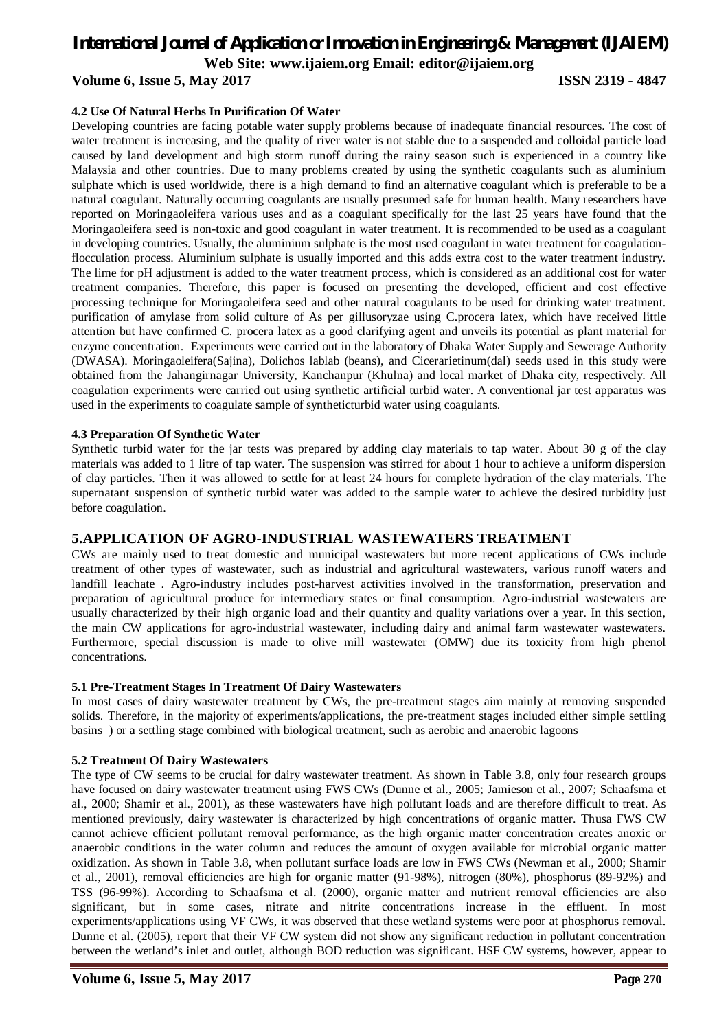### 4.2 Use Of Natural Herbs In Purification Of Water

Developing countries are facing potable water supply problems because of inadequate financial resources. The cost of water treatment is increasing, and the quality of river water is not stable due to a suspended and colloidal particle load caused by land development and high storm runoff during the rainy season such is experienced in a country like Malaysia and other countries. Due to many problems created by using the synthetic coagulants such as aluminium sulphate which is used worldwide, there is a high demand to find an alternative coagulant which is preferable to be a natural coagulant. Naturally occurring coagulants are usually presumed safe for human health. Many researchers have reported on Moringaoleifera various uses and as a coagulant specifically for the last 25 years have found that the Moringaoleifera seed is non-toxic and good coagulant in water treatment. It is recommended to be used as a coagulant in developing countries. Usually, the aluminium sulphate is the most used coagulant in water treatment for coagulation-flocculation process. Aluminium sulphate is usually imported and this adds extra cost to the water treatment industry. The lime for pH adjustment is added to the water treatment process, which is considered as an additional cost for water treatment companies. Therefore, this paper is focused on presenting the developed, efficient and cost effective processing technique for Moringaoleifera seed and other natural coagulants to be used for drinking water treatment. purification of amylase from solid culture of As per gillusoryzae using C.procera latex, which have received little attention but have confirmed C. procera latex as a good clarifying agent and unveils its potential as plant material for enzyme concentration. Experiments were carried out in the laboratory of Dhaka Water Supply and Sewerage Authority (DWASA). Moringaoleifera(Sajina), Dolichos lablab (beans), and Cicerarietinum(dal) seeds used in this study were obtained from the Jahangirnagar University, Kanchanpur (Khulna) and local market of Dhaka city, respectively. All coagulation experiments were carried out using synthetic artificial turbid water. A conventional jar test apparatus was used in the experiments to coagulate sample of syntheticturbid water using coagulants.

### 4.3 Preparation Of Synthetic Water

Synthetic turbid water for the jar tests was prepared by adding clay materials to tap water. About 30 g of the clay materials was added to 1 litre of tap water. The suspension was stirred for about 1 hour to achieve a uniform dispersion of clay particles. Then it was allowed to settle for at least 24 hours for complete hydration of the clay materials. The supernatant suspension of synthetic turbid water was added to the sample water to achieve the desired turbidity just before coagulation.

## 5.APPLICATION OF AGRO-INDUSTRIAL WASTEWATERS TREATMENT

CWs are mainly used to treat domestic and municipal wastewaters but more recent applications of CWs include treatment of other types of wastewater, such as industrial and agricultural wastewaters, various runoff waters and landfill leachate . Agro-industry includes post-harvest activities involved in the transformation, preservation and preparation of agricultural produce for intermediary states or final consumption. Agro-industrial wastewaters are usually characterized by their high organic load and their quantity and quality variations over a year. In this section, the main CW applications for agro-industrial wastewater, including dairy and animal farm wastewater wastewaters. Furthermore, special discussion is made to olive mill wastewater (OMW) due its toxicity from high phenol concentrations.

### 5.1 Pre-Treatment Stages In Treatment Of Dairy Wastewaters

In most cases of dairy wastewater treatment by CWs, the pre-treatment stages aim mainly at removing suspended solids. Therefore, in the majority of experiments/applications, the pre-treatment stages included either simple settling basins ) or a settling stage combined with biological treatment, such as aerobic and anaerobic lagoons

### 5.2 Treatment Of Dairy Wastewaters

The type of CW seems to be crucial for dairy wastewater treatment. As shown in Table 3.8, only four research groups have focused on dairy wastewater treatment using FWS CWs (Dunne et al., 2005; Jamieson et al., 2007; Schaafsma et al., 2000; Shamir et al., 2001), as these wastewaters have high pollutant loads and are therefore difficult to treat. As mentioned previously, dairy wastewater is characterized by high concentrations of organic matter. Thusa FWS CW cannot achieve efficient pollutant removal performance, as the high organic matter concentration creates anoxic or anaerobic conditions in the water column and reduces the amount of oxygen available for microbial organic matter oxidization. As shown in Table 3.8, when pollutant surface loads are low in FWS CWs (Newman et al., 2000; Shamir et al., 2001), removal efficiencies are high for organic matter (91-98%), nitrogen (80%), phosphorus (89-92%) and TSS (96-99%). According to Schaafsma et al. (2000), organic matter and nutrient removal efficiencies are also significant, but in some cases, nitrate and nitrite concentrations increase in the effluent. In most experiments/applications using VF CWs, it was observed that these wetland systems were poor at phosphorus removal. Dunne et al. (2005), report that their VF CW system did not show any significant reduction in pollutant concentration between the wetland's inlet and outlet, although BOD reduction was significant. HSF CW systems, however, appear to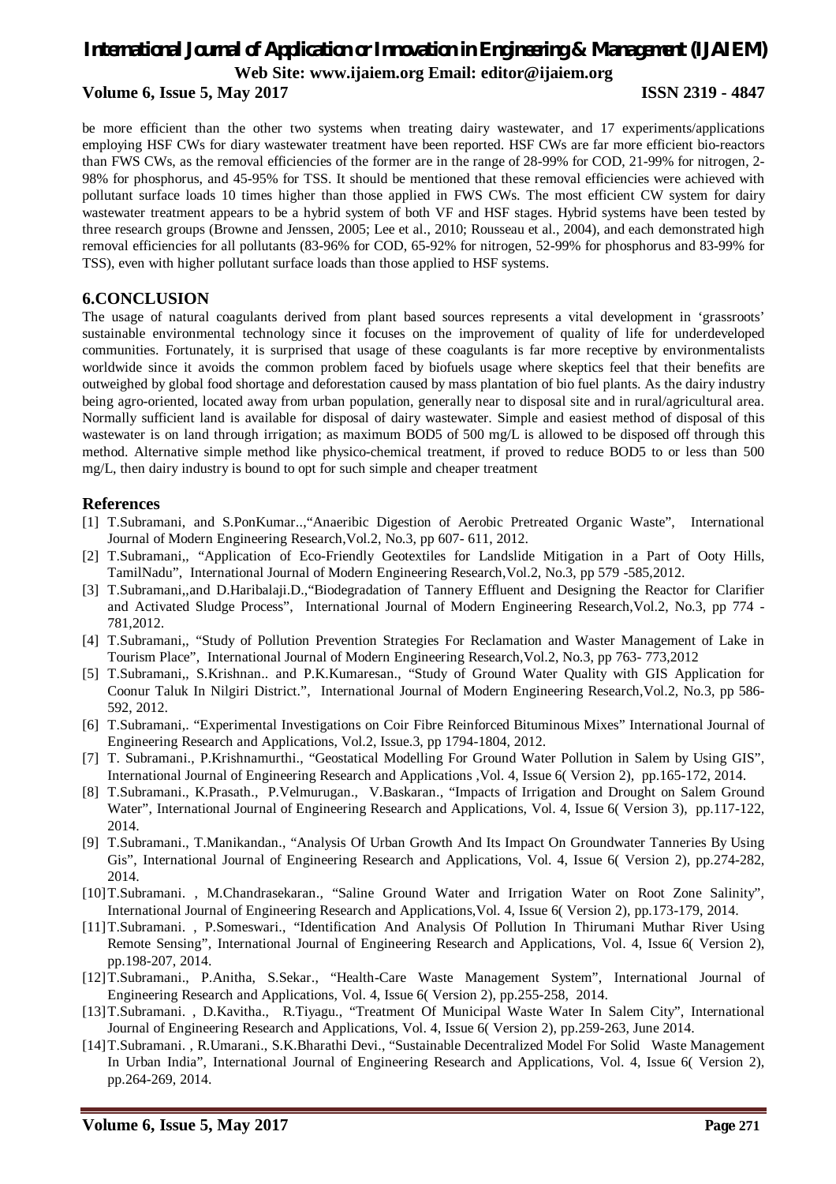be more efficient than the other two systems when treating dairy wastewater, and 17 experiments/applications employing HSF CWs for diary wastewater treatment have been reported. HSF CWs are far more efficient bio-reactors than FWS CWs, as the removal efficiencies of the former are in the range of 28-99% for COD, 21-99% for nitrogen, 2-98% for phosphorus, and 45-95% for TSS. It should be mentioned that these removal efficiencies were achieved with pollutant surface loads 10 times higher than those applied in FWS CWs. The most efficient CW system for dairy wastewater treatment appears to be a hybrid system of both VF and HSF stages. Hybrid systems have been tested by three research groups (Browne and Jenssen, 2005; Lee et al., 2010; Rousseau et al., 2004), and each demonstrated high removal efficiencies for all pollutants (83-96% for COD, 65-92% for nitrogen, 52-99% for phosphorus and 83-99% for TSS), even with higher pollutant surface loads than those applied to HSF systems.

## 6.CONCLUSION

The usage of natural coagulants derived from plant based sources represents a vital development in 'grassroots' sustainable environmental technology since it focuses on the improvement of quality of life for underdeveloped communities. Fortunately, it is surprised that usage of these coagulants is far more receptive by environmentalists worldwide since it avoids the common problem faced by biofuels usage where skeptics feel that their benefits are outweighed by global food shortage and deforestation caused by mass plantation of bio fuel plants. As the dairy industry being agro-oriented, located away from urban population, generally near to disposal site and in rural/agricultural area. Normally sufficient land is available for disposal of dairy wastewater. Simple and easiest method of disposal of this wastewater is on land through irrigation; as maximum BOD5 of 500 mg/L is allowed to be disposed off through this method. Alternative simple method like physico-chemical treatment, if proved to reduce BOD5 to or less than 500 mg/L, then dairy industry is bound to opt for such simple and cheaper treatment

## References

[1] T.Subramani, and S.PonKumar..,"Anaeribic Digestion of Aerobic Pretreated Organic Waste", International Journal of Modern Engineering Research,Vol.2, No.3, pp 607- 611, 2012.

[2] T.Subramani,, "Application of Eco-Friendly Geotextiles for Landslide Mitigation in a Part of Ooty Hills, TamilNadu", International Journal of Modern Engineering Research,Vol.2, No.3, pp 579 -585,2012.

[3] T.Subramani,,and D.Haribalaji.D.,"Biodegradation of Tannery Effluent and Designing the Reactor for Clarifier and Activated Sludge Process", International Journal of Modern Engineering Research,Vol.2, No.3, pp 774 -781,2012.

[4] T.Subramani,, "Study of Pollution Prevention Strategies For Reclamation and Waster Management of Lake in Tourism Place", International Journal of Modern Engineering Research,Vol.2, No.3, pp 763- 773,2012

[5] T.Subramani,, S.Krishnan.. and P.K.Kumaresan., "Study of Ground Water Quality with GIS Application for Coonur Taluk In Nilgiri District.", International Journal of Modern Engineering Research,Vol.2, No.3, pp 586-592, 2012.

[6] T.Subramani,. "Experimental Investigations on Coir Fibre Reinforced Bituminous Mixes" International Journal of Engineering Research and Applications, Vol.2, Issue.3, pp 1794-1804, 2012.

[7] T. Subramani., P.Krishnamurthi., "Geostatical Modelling For Ground Water Pollution in Salem by Using GIS", International Journal of Engineering Research and Applications ,Vol. 4, Issue 6( Version 2), pp.165-172, 2014.

[8] T.Subramani., K.Prasath., P.Velmurugan., V.Baskaran., "Impacts of Irrigation and Drought on Salem Ground Water", International Journal of Engineering Research and Applications, Vol. 4, Issue 6( Version 3), pp.117-122, 2014.

[9] T.Subramani., T.Manikandan., "Analysis Of Urban Growth And Its Impact On Groundwater Tanneries By Using Gis", International Journal of Engineering Research and Applications, Vol. 4, Issue 6( Version 2), pp.274-282, 2014.

[10] T.Subramani. , M.Chandrasekaran., "Saline Ground Water and Irrigation Water on Root Zone Salinity", International Journal of Engineering Research and Applications,Vol. 4, Issue 6( Version 2), pp.173-179, 2014.

[11] T.Subramani. , P.Someswari., "Identification And Analysis Of Pollution In Thirumani Muthar River Using Remote Sensing", International Journal of Engineering Research and Applications, Vol. 4, Issue 6( Version 2), pp.198-207, 2014.

[12] T.Subramani., P.Anitha, S.Sekar., "Health-Care Waste Management System", International Journal of Engineering Research and Applications, Vol. 4, Issue 6( Version 2), pp.255-258, 2014.

[13] T.Subramani. , D.Kavitha., R.Tiyagu., "Treatment Of Municipal Waste Water In Salem City", International Journal of Engineering Research and Applications, Vol. 4, Issue 6( Version 2), pp.259-263, June 2014.

[14] T.Subramani. , R.Umarani., S.K.Bharathi Devi., "Sustainable Decentralized Model For Solid Waste Management In Urban India", International Journal of Engineering Research and Applications, Vol. 4, Issue 6( Version 2), pp.264-269, 2014.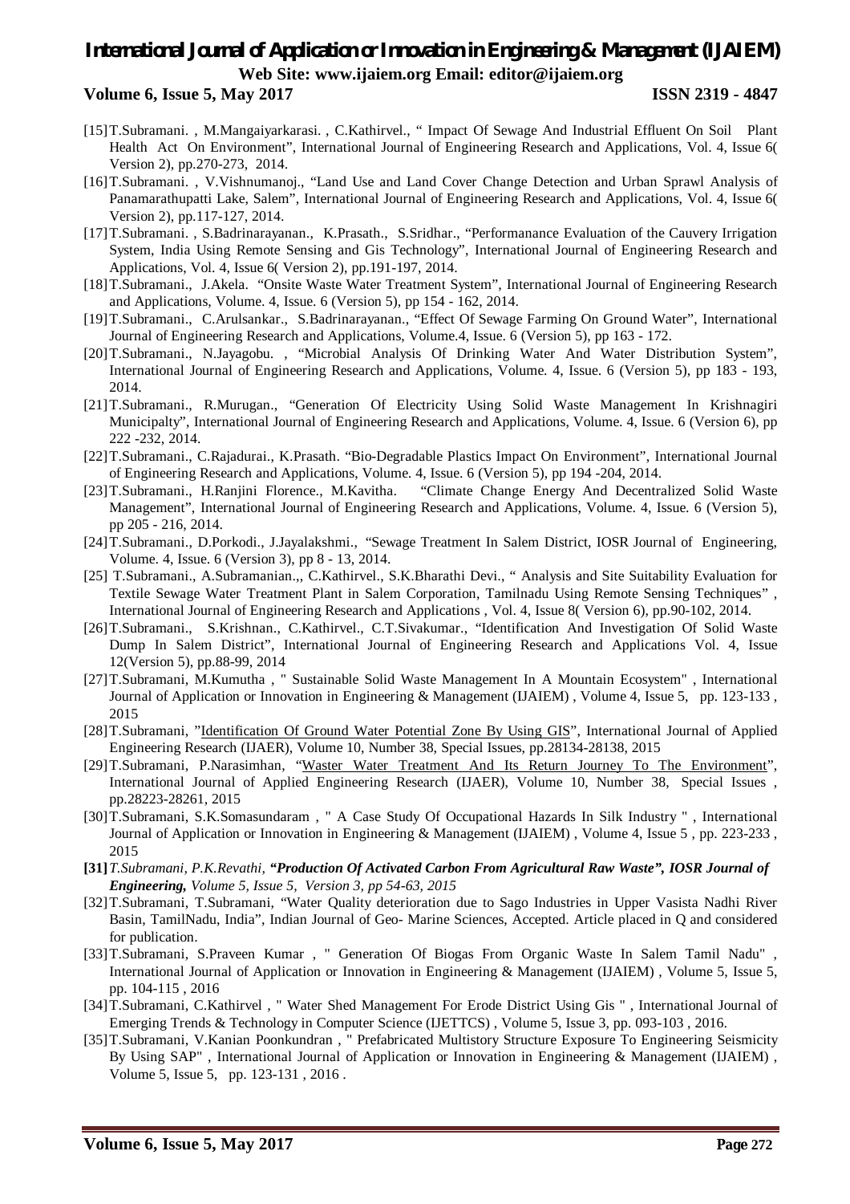[15] T.Subramani. , M.Mangaiyarkarasi. , C.Kathirvel., " Impact Of Sewage And Industrial Effluent On Soil Plant Health Act On Environment", International Journal of Engineering Research and Applications, Vol. 4, Issue 6( Version 2), pp.270-273, 2014.

[16] T.Subramani. , V.Vishnumanoj., "Land Use and Land Cover Change Detection and Urban Sprawl Analysis of Panamarathupatti Lake, Salem", International Journal of Engineering Research and Applications, Vol. 4, Issue 6( Version 2), pp.117-127, 2014.

[17] T.Subramani. , S.Badrinarayanan., K.Prasath., S.Sridhar., "Performanance Evaluation of the Cauvery Irrigation System, India Using Remote Sensing and Gis Technology", International Journal of Engineering Research and Applications, Vol. 4, Issue 6( Version 2), pp.191-197, 2014.

[18] T.Subramani., J.Akela. "Onsite Waste Water Treatment System", International Journal of Engineering Research and Applications, Volume. 4, Issue. 6 (Version 5), pp 154 - 162, 2014.

[19] T.Subramani., C.Arulsankar., S.Badrinarayanan., "Effect Of Sewage Farming On Ground Water", International Journal of Engineering Research and Applications, Volume.4, Issue. 6 (Version 5), pp 163 - 172.

[20] T.Subramani., N.Jayagobu. , "Microbial Analysis Of Drinking Water And Water Distribution System", International Journal of Engineering Research and Applications, Volume. 4, Issue. 6 (Version 5), pp 183 - 193, 2014.

[21] T.Subramani., R.Murugan., "Generation Of Electricity Using Solid Waste Management In Krishnagiri Municipalty", International Journal of Engineering Research and Applications, Volume. 4, Issue. 6 (Version 6), pp 222 -232, 2014.

[22] T.Subramani., C.Rajadurai., K.Prasath. "Bio-Degradable Plastics Impact On Environment", International Journal of Engineering Research and Applications, Volume. 4, Issue. 6 (Version 5), pp 194 -204, 2014.

[23] T.Subramani., H.Ranjini Florence., M.Kavitha. "Climate Change Energy And Decentralized Solid Waste Management", International Journal of Engineering Research and Applications, Volume. 4, Issue. 6 (Version 5), pp 205 - 216, 2014.

[24] T.Subramani., D.Porkodi., J.Jayalakshmi., "Sewage Treatment In Salem District, IOSR Journal of Engineering, Volume. 4, Issue. 6 (Version 3), pp 8 - 13, 2014.

[25] T.Subramani., A.Subramanian.,, C.Kathirvel., S.K.Bharathi Devi., " Analysis and Site Suitability Evaluation for Textile Sewage Water Treatment Plant in Salem Corporation, Tamilnadu Using Remote Sensing Techniques" , International Journal of Engineering Research and Applications , Vol. 4, Issue 8( Version 6), pp.90-102, 2014.

[26] T.Subramani., S.Krishnan., C.Kathirvel., C.T.Sivakumar., "Identification And Investigation Of Solid Waste Dump In Salem District", International Journal of Engineering Research and Applications Vol. 4, Issue 12(Version 5), pp.88-99, 2014

[27] T.Subramani, M.Kumutha , " Sustainable Solid Waste Management In A Mountain Ecosystem" , International Journal of Application or Innovation in Engineering & Management (IJAIEM) , Volume 4, Issue 5, pp. 123-133 , 2015

[28] T.Subramani, "Identification Of Ground Water Potential Zone By Using GIS", International Journal of Applied Engineering Research (IJAER), Volume 10, Number 38, Special Issues, pp.28134-28138, 2015

[29] T.Subramani, P.Narasimhan, "Waster Water Treatment And Its Return Journey To The Environment", International Journal of Applied Engineering Research (IJAER), Volume 10, Number 38, Special Issues , pp.28223-28261, 2015

[30] T.Subramani, S.K.Somasundaram , " A Case Study Of Occupational Hazards In Silk Industry " , International Journal of Application or Innovation in Engineering & Management (IJAIEM) , Volume 4, Issue 5 , pp. 223-233 , 2015

**[31]** ***T.Subramani, P.K.Revathi, "Production Of Activated Carbon From Agricultural Raw Waste", IOSR Journal of Engineering, Volume 5, Issue 5, Version 3, pp 54-63, 2015***

[32] T.Subramani, T.Subramani, "Water Quality deterioration due to Sago Industries in Upper Vasista Nadhi River Basin, TamilNadu, India", Indian Journal of Geo- Marine Sciences, Accepted. Article placed in Q and considered for publication.

[33] T.Subramani, S.Praveen Kumar , " Generation Of Biogas From Organic Waste In Salem Tamil Nadu" , International Journal of Application or Innovation in Engineering & Management (IJAIEM) , Volume 5, Issue 5, pp. 104-115 , 2016

[34] T.Subramani, C.Kathirvel , " Water Shed Management For Erode District Using Gis " , International Journal of Emerging Trends & Technology in Computer Science (IJETTCS) , Volume 5, Issue 3, pp. 093-103 , 2016.

[35] T.Subramani, V.Kanian Poonkundran , " Prefabricated Multistory Structure Exposure To Engineering Seismicity By Using SAP" , International Journal of Application or Innovation in Engineering & Management (IJAIEM) , Volume 5, Issue 5, pp. 123-131 , 2016 .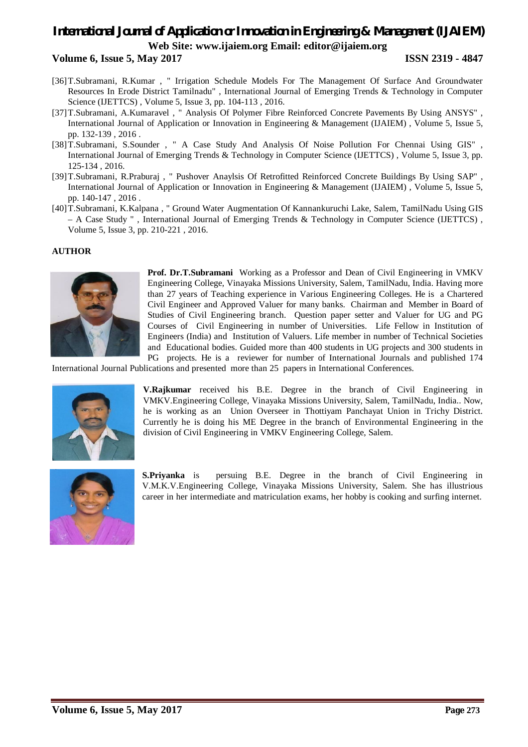[36] T.Subramani, R.Kumar , " Irrigation Schedule Models For The Management Of Surface And Groundwater Resources In Erode District Tamilnadu" , International Journal of Emerging Trends & Technology in Computer Science (IJETTCS) , Volume 5, Issue 3, pp. 104-113 , 2016.

[37] T.Subramani, A.Kumaravel , " Analysis Of Polymer Fibre Reinforced Concrete Pavements By Using ANSYS" , International Journal of Application or Innovation in Engineering & Management (IJAIEM) , Volume 5, Issue 5, pp. 132-139 , 2016 .

[38] T.Subramani, S.Sounder , " A Case Study And Analysis Of Noise Pollution For Chennai Using GIS" , International Journal of Emerging Trends & Technology in Computer Science (IJETTCS) , Volume 5, Issue 3, pp. 125-134 , 2016.

[39] T.Subramani, R.Praburaj , " Pushover Anaylsis Of Retrofitted Reinforced Concrete Buildings By Using SAP" , International Journal of Application or Innovation in Engineering & Management (IJAIEM) , Volume 5, Issue 5, pp. 140-147 , 2016 .

[40] T.Subramani, K.Kalpana , " Ground Water Augmentation Of Kannankuruchi Lake, Salem, TamilNadu Using GIS – A Case Study " , International Journal of Emerging Trends & Technology in Computer Science (IJETTCS) , Volume 5, Issue 3, pp. 210-221 , 2016.

**AUTHOR**

**Prof. Dr.T.Subramani** Working as a Professor and Dean of Civil Engineering in VMKV Engineering College, Vinayaka Missions University, Salem, TamilNadu, India. Having more than 27 years of Teaching experience in Various Engineering Colleges. He is a Chartered Civil Engineer and Approved Valuer for many banks. Chairman and Member in Board of Studies of Civil Engineering branch. Question paper setter and Valuer for UG and PG Courses of Civil Engineering in number of Universities. Life Fellow in Institution of Engineers (India) and Institution of Valuers. Life member in number of Technical Societies and Educational bodies. Guided more than 400 students in UG projects and 300 students in PG projects. He is a reviewer for number of International Journals and published 174 International Journal Publications and presented more than 25 papers in International Conferences.

**V.Rajkumar** received his B.E. Degree in the branch of Civil Engineering in VMKV.Engineering College, Vinayaka Missions University, Salem, TamilNadu, India.. Now, he is working as an Union Overseer in Thottiyam Panchayat Union in Trichy District. Currently he is doing his ME Degree in the branch of Environmental Engineering in the division of Civil Engineering in VMKV Engineering College, Salem.

**S.Priyanka** is persuing B.E. Degree in the branch of Civil Engineering in V.M.K.V.Engineering College, Vinayaka Missions University, Salem. She has illustrious career in her intermediate and matriculation exams, her hobby is cooking and surfing internet.